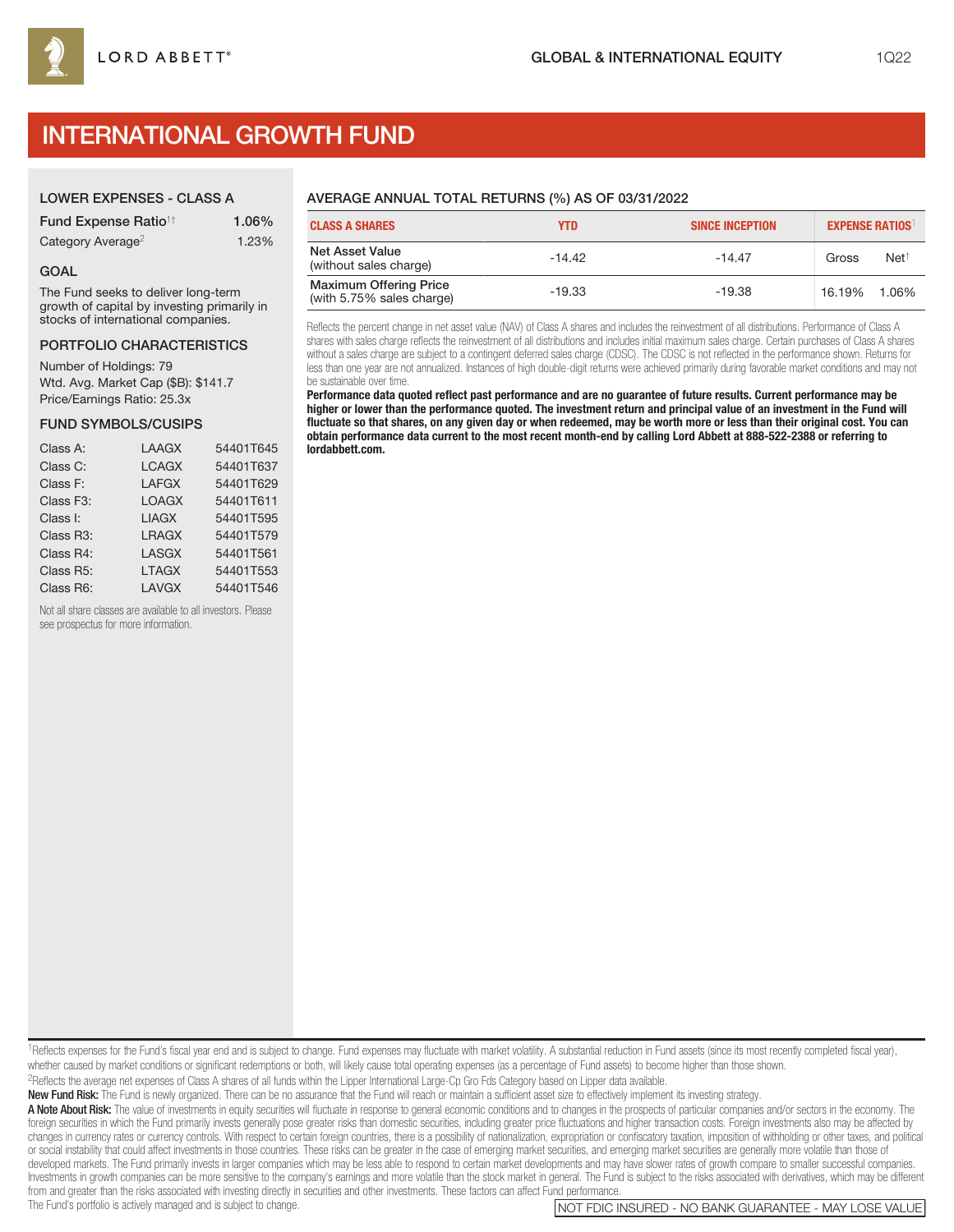LORD ABBETT®

GLOBAL & INTERNATIONAL EQUITY

1Q22

# INTERNATIONAL GROWTH FUND

## LOWER EXPENSES - CLASS A

| | |
|---|---|
| Fund Expense Ratio[1†] | 1.06% |
| Category Average[2] | 1.23% |

## GOAL

The Fund seeks to deliver long-term growth of capital by investing primarily in stocks of international companies.

## PORTFOLIO CHARACTERISTICS

Number of Holdings: 79
Wtd. Avg. Market Cap ($B): $141.7
Price/Earnings Ratio: 25.3x

## FUND SYMBOLS/CUSIPS

| | | |
|---|---|---|
| Class A: | LAAGX | 54401T645 |
| Class C: | LCAGX | 54401T637 |
| Class F: | LAFGX | 54401T629 |
| Class F3: | LOAGX | 54401T611 |
| Class I: | LIAGX | 54401T595 |
| Class R3: | LRAGX | 54401T579 |
| Class R4: | LASGX | 54401T561 |
| Class R5: | LTAGX | 54401T553 |
| Class R6: | LAVGX | 54401T546 |

Not all share classes are available to all investors. Please see prospectus for more information.

## AVERAGE ANNUAL TOTAL RETURNS (%) AS OF 03/31/2022

| CLASS A SHARES | YTD | SINCE INCEPTION | EXPENSE RATIOS[1] | |
|---|---|---|---|---|
| Net Asset Value (without sales charge) | -14.42 | -14.47 | Gross | Net[†] |
| Maximum Offering Price (with 5.75% sales charge) | -19.33 | -19.38 | 16.19% | 1.06% |

Reflects the percent change in net asset value (NAV) of Class A shares and includes the reinvestment of all distributions. Performance of Class A shares with sales charge reflects the reinvestment of all distributions and includes initial maximum sales charge. Certain purchases of Class A shares without a sales charge are subject to a contingent deferred sales charge (CDSC). The CDSC is not reflected in the performance shown. Returns for less than one year are not annualized. Instances of high double-digit returns were achieved primarily during favorable market conditions and may not be sustainable over time.

**Performance data quoted reflect past performance and are no guarantee of future results. Current performance may be higher or lower than the performance quoted. The investment return and principal value of an investment in the Fund will fluctuate so that shares, on any given day or when redeemed, may be worth more or less than their original cost. You can obtain performance data current to the most recent month-end by calling Lord Abbett at 888-522-2388 or referring to lordabbett.com.**

[1]Reflects expenses for the Fund's fiscal year end and is subject to change. Fund expenses may fluctuate with market volatility. A substantial reduction in Fund assets (since its most recently completed fiscal year), whether caused by market conditions or significant redemptions or both, will likely cause total operating expenses (as a percentage of Fund assets) to become higher than those shown.
[2]Reflects the average net expenses of Class A shares of all funds within the Lipper International Large-Cp Gro Fds Category based on Lipper data available.

**New Fund Risk:** The Fund is newly organized. There can be no assurance that the Fund will reach or maintain a sufficient asset size to effectively implement its investing strategy.

**A Note About Risk:** The value of investments in equity securities will fluctuate in response to general economic conditions and to changes in the prospects of particular companies and/or sectors in the economy. The foreign securities in which the Fund primarily invests generally pose greater risks than domestic securities, including greater price fluctuations and higher transaction costs. Foreign investments also may be affected by changes in currency rates or currency controls. With respect to certain foreign countries, there is a possibility of nationalization, expropriation or confiscatory taxation, imposition of withholding or other taxes, and political or social instability that could affect investments in those countries. These risks can be greater in the case of emerging market securities, and emerging market securities are generally more volatile than those of developed markets. The Fund primarily invests in larger companies which may be less able to respond to certain market developments and may have slower rates of growth compare to smaller successful companies. Investments in growth companies can be more sensitive to the company's earnings and more volatile than the stock market in general. The Fund is subject to the risks associated with derivatives, which may be different from and greater than the risks associated with investing directly in securities and other investments. These factors can affect Fund performance.

The Fund's portfolio is actively managed and is subject to change.

NOT FDIC INSURED - NO BANK GUARANTEE - MAY LOSE VALUE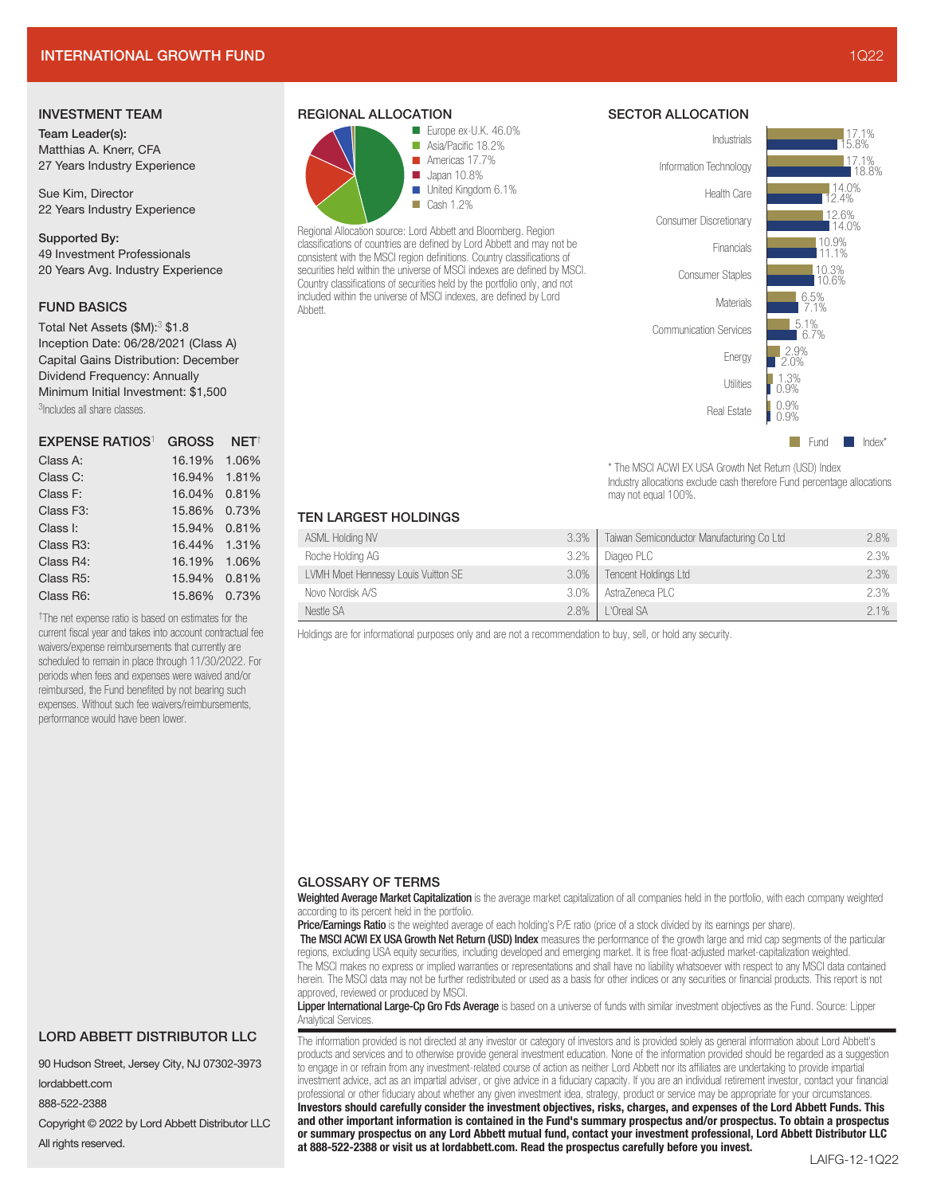## INVESTMENT TEAM

**Team Leader(s):**
Matthias A. Knerr, CFA
27 Years Industry Experience

Sue Kim, Director
22 Years Industry Experience

**Supported By:**
49 Investment Professionals
20 Years Avg. Industry Experience

## FUND BASICS

Total Net Assets ($M):[3] $1.8
Inception Date: 06/28/2021 (Class A)
Capital Gains Distribution: December
Dividend Frequency: Annually
Minimum Initial Investment: $1,500

[3]Includes all share classes.

| EXPENSE RATIOS† | GROSS | NET† |
|---|---|---|
| Class A: | 16.19% | 1.06% |
| Class C: | 16.94% | 1.81% |
| Class F: | 16.04% | 0.81% |
| Class F3: | 15.86% | 0.73% |
| Class I: | 15.94% | 0.81% |
| Class R3: | 16.44% | 1.31% |
| Class R4: | 16.19% | 1.06% |
| Class R5: | 15.94% | 0.81% |
| Class R6: | 15.86% | 0.73% |

†The net expense ratio is based on estimates for the current fiscal year and takes into account contractual fee waivers/expense reimbursements that currently are scheduled to remain in place through 11/30/2022. For periods when fees and expenses were waived and/or reimbursed, the Fund benefited by not bearing such expenses. Without such fee waivers/reimbursements, performance would have been lower.

## REGIONAL ALLOCATION

Europe ex-U.K. 46.0%
Asia/Pacific 18.2%
Americas 17.7%
Japan 10.8%
United Kingdom 6.1%
Cash 1.2%

Regional Allocation source: Lord Abbett and Bloomberg. Region classifications of countries are defined by Lord Abbett and may not be consistent with the MSCI region definitions. Country classifications of securities held within the universe of MSCI indexes are defined by MSCI. Country classifications of securities held by the portfolio only, and not included within the universe of MSCI indexes, are defined by Lord Abbett.

## SECTOR ALLOCATION

Industrials 17.1% 15.8%
Information Technology 17.1% 18.8%
Health Care 14.0% 12.4%
Consumer Discretionary 12.6% 14.0%
Financials 10.9% 11.1%
Consumer Staples 10.3% 10.6%
Materials 6.5% 7.1%
Communication Services 5.1% 6.7%
Energy 2.9% 2.0%
Utilities 1.3% 0.9%
Real Estate 0.9% 0.9%

Fund Index*

* The MSCI ACWI EX USA Growth Net Return (USD) Index
Industry allocations exclude cash therefore Fund percentage allocations may not equal 100%.

## TEN LARGEST HOLDINGS

| | | | |
|---|---|---|---|
| ASML Holding NV | 3.3% | Taiwan Semiconductor Manufacturing Co Ltd | 2.8% |
| Roche Holding AG | 3.2% | Diageo PLC | 2.3% |
| LVMH Moet Hennessy Louis Vuitton SE | 3.0% | Tencent Holdings Ltd | 2.3% |
| Novo Nordisk A/S | 3.0% | AstraZeneca PLC | 2.3% |
| Nestle SA | 2.8% | L'Oreal SA | 2.1% |

Holdings are for informational purposes only and are not a recommendation to buy, sell, or hold any security.

## GLOSSARY OF TERMS

**Weighted Average Market Capitalization** is the average market capitalization of all companies held in the portfolio, with each company weighted according to its percent held in the portfolio.

**Price/Earnings Ratio** is the weighted average of each holding's P/E ratio (price of a stock divided by its earnings per share).

**The MSCI ACWI EX USA Growth Net Return (USD) Index** measures the performance of the growth large and mid cap segments of the particular regions, excluding USA equity securities, including developed and emerging market. It is free float-adjusted market-capitalization weighted.

The MSCI makes no express or implied warranties or representations and shall have no liability whatsoever with respect to any MSCI data contained herein. The MSCI data may not be further redistributed or used as a basis for other indices or any securities or financial products. This report is not approved, reviewed or produced by MSCI.

**Lipper International Large-Cp Gro Fds Average** is based on a universe of funds with similar investment objectives as the Fund. Source: Lipper Analytical Services.

The information provided is not directed at any investor or category of investors and is provided solely as general information about Lord Abbett's products and services and to otherwise provide general investment education. None of the information provided should be regarded as a suggestion to engage in or refrain from any investment-related course of action as neither Lord Abbett nor its affiliates are undertaking to provide impartial investment advice, act as an impartial adviser, or give advice in a fiduciary capacity. If you are an individual retirement investor, contact your financial professional or other fiduciary about whether any given investment idea, strategy, product or service may be appropriate for your circumstances.

**Investors should carefully consider the investment objectives, risks, charges, and expenses of the Lord Abbett Funds. This and other important information is contained in the Fund's summary prospectus and/or prospectus. To obtain a prospectus or summary prospectus on any Lord Abbett mutual fund, contact your investment professional, Lord Abbett Distributor LLC at 888-522-2388 or visit us at lordabbett.com. Read the prospectus carefully before you invest.**

## LORD ABBETT DISTRIBUTOR LLC

90 Hudson Street, Jersey City, NJ 07302-3973

lordabbett.com

888-522-2388

Copyright © 2022 by Lord Abbett Distributor LLC

All rights reserved.

LAIFG-12-1Q22